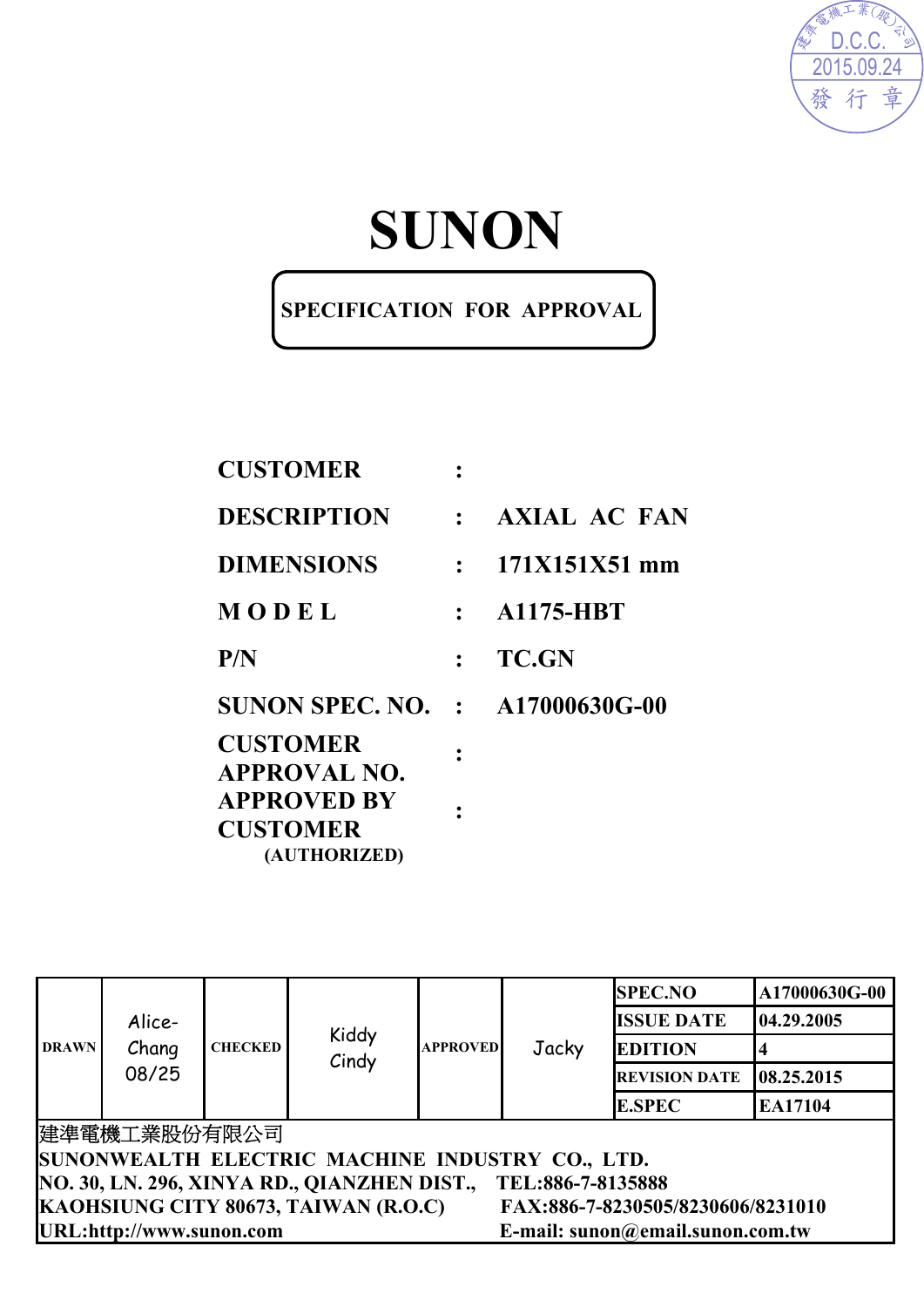建準電機工業(股)公司
D.C.C.
2015.09.24
發 行 章

# SUNON

**SPECIFICATION FOR APPROVAL**

| | | |
|---|---|---|
| **CUSTOMER** | : | |
| **DESCRIPTION** | : | **AXIAL AC FAN** |
| **DIMENSIONS** | : | **171X151X51 mm** |
| **M O D E L** | : | **A1175-HBT** |
| **P/N** | : | **TC.GN** |
| **SUNON SPEC. NO.** | : | **A17000630G-00** |
| **CUSTOMER APPROVAL NO.** | : | |
| **APPROVED BY CUSTOMER (AUTHORIZED)** | : | |

| DRAWN | Alice-Chang 08/25 | CHECKED | Kiddy Cindy | APPROVED | Jacky | SPEC.NO | A17000630G-00 |
|---|---|---|---|---|---|---|---|
| | | | | | | ISSUE DATE | 04.29.2005 |
| | | | | | | EDITION | 4 |
| | | | | | | REVISION DATE | 08.25.2015 |
| | | | | | | E.SPEC | EA17104 |

建準電機工業股份有限公司
SUNONWEALTH ELECTRIC MACHINE INDUSTRY CO., LTD.
NO. 30, LN. 296, XINYA RD., QIANZHEN DIST., TEL:886-7-8135888
KAOHSIUNG CITY 80673, TAIWAN (R.O.C) FAX:886-7-8230505/8230606/8231010
URL:http://www.sunon.com E-mail: sunon@email.sunon.com.tw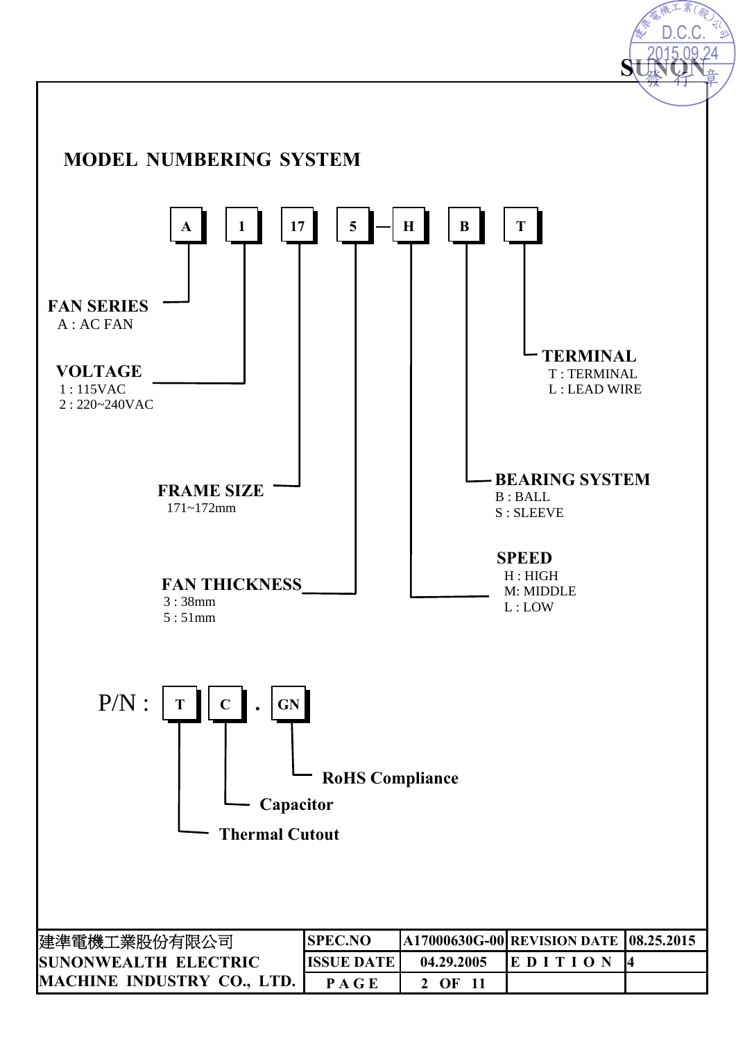SUNON

## MODEL NUMBERING SYSTEM

A 1 17 5 — H B T

**FAN SERIES**
A : AC FAN

**VOLTAGE**
1 : 115VAC
2 : 220~240VAC

**FRAME SIZE**
171~172mm

**FAN THICKNESS**
3 : 38mm
5 : 51mm

**SPEED**
H : HIGH
M: MIDDLE
L : LOW

**BEARING SYSTEM**
B : BALL
S : SLEEVE

**TERMINAL**
T : TERMINAL
L : LEAD WIRE

P/N : T C . GN

- **T** — **Thermal Cutout**
- **C** — **Capacitor**
- **GN** — **RoHS Compliance**

| 建準電機工業股份有限公司 SUNONWEALTH ELECTRIC MACHINE INDUSTRY CO., LTD. | SPEC.NO | A17000630G-00 | REVISION DATE | 08.25.2015 |
|---|---|---|---|---|
| | ISSUE DATE | 04.29.2005 | EDITION | 4 |
| | PAGE | 2 OF 11 | | |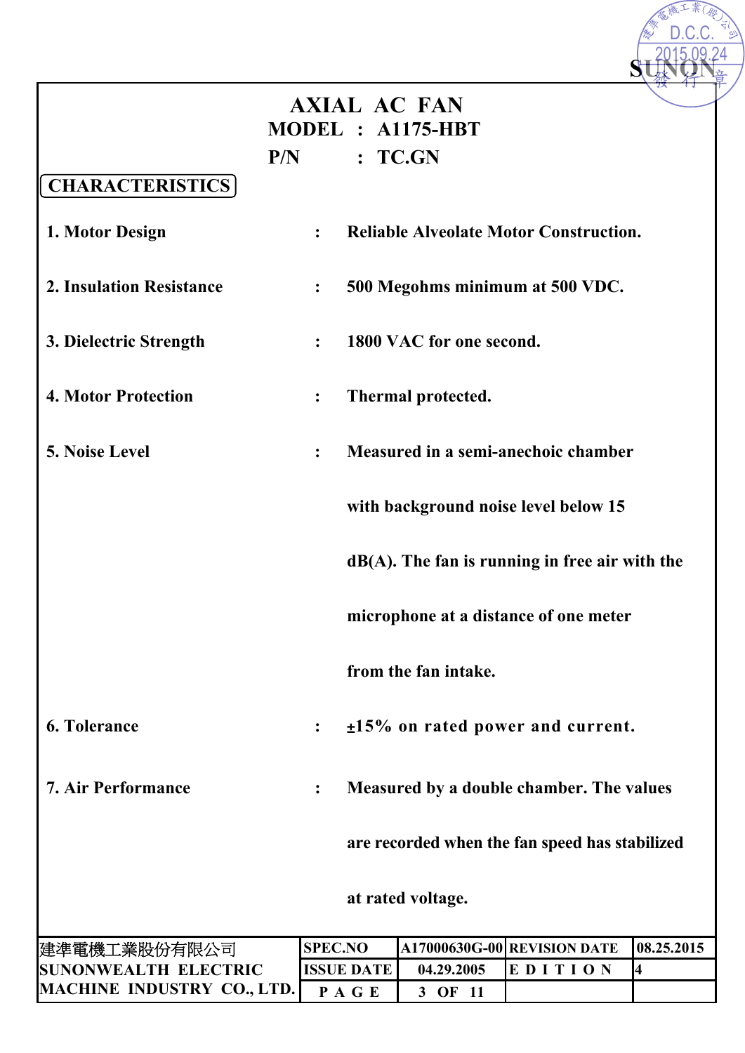# AXIAL AC FAN

**MODEL : A1175-HBT**

**P/N : TC.GN**

## CHARACTERISTICS

1. **Motor Design** : Reliable Alveolate Motor Construction.

2. **Insulation Resistance** : 500 Megohms minimum at 500 VDC.

3. **Dielectric Strength** : 1800 VAC for one second.

4. **Motor Protection** : Thermal protected.

5. **Noise Level** : Measured in a semi-anechoic chamber with background noise level below 15 dB(A). The fan is running in free air with the microphone at a distance of one meter from the fan intake.

6. **Tolerance** : ±15% on rated power and current.

7. **Air Performance** : Measured by a double chamber. The values are recorded when the fan speed has stabilized at rated voltage.

| 建準電機工業股份有限公司 SUNONWEALTH ELECTRIC MACHINE INDUSTRY CO., LTD. | SPEC.NO | A17000630G-00 | REVISION DATE | 08.25.2015 |
|---|---|---|---|---|
| | ISSUE DATE | 04.29.2005 | EDITION | 4 |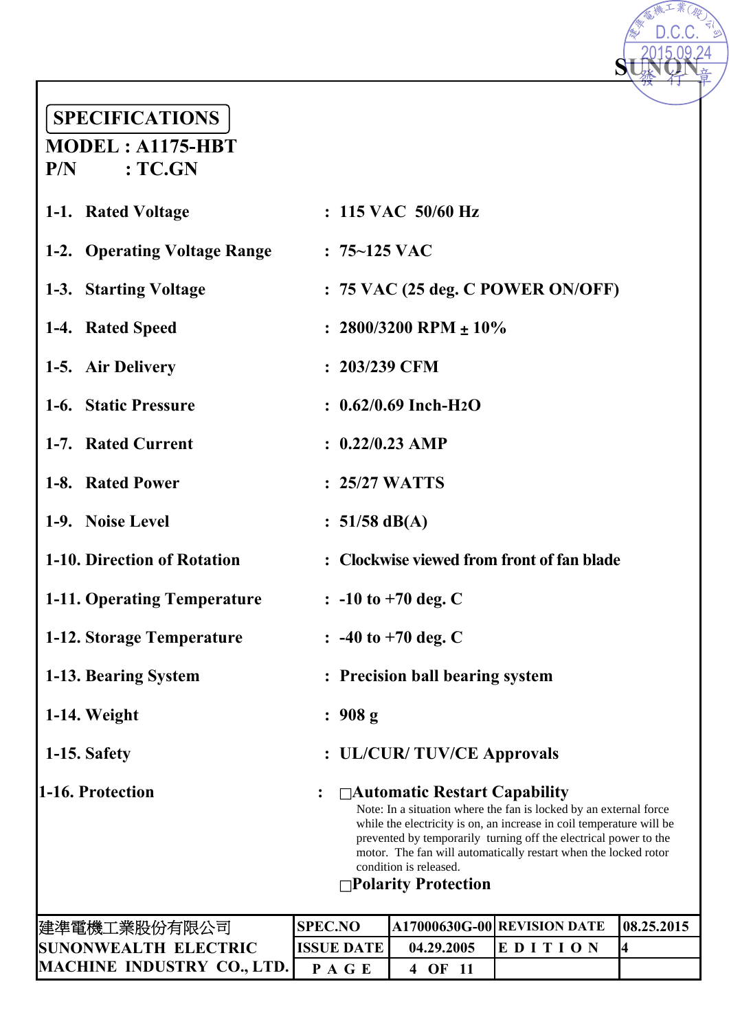# SPECIFICATIONS

**MODEL : A1175-HBT**
**P/N : TC.GN**

| | | |
|---|---|---|
| 1-1. | Rated Voltage | : 115 VAC 50/60 Hz |
| 1-2. | Operating Voltage Range | : 75~125 VAC |
| 1-3. | Starting Voltage | : 75 VAC (25 deg. C POWER ON/OFF) |
| 1-4. | Rated Speed | : 2800/3200 RPM ± 10% |
| 1-5. | Air Delivery | : 203/239 CFM |
| 1-6. | Static Pressure | : 0.62/0.69 Inch-$H_2O$ |
| 1-7. | Rated Current | : 0.22/0.23 AMP |
| 1-8. | Rated Power | : 25/27 WATTS |
| 1-9. | Noise Level | : 51/58 dB(A) |
| 1-10. | Direction of Rotation | : Clockwise viewed from front of fan blade |
| 1-11. | Operating Temperature | : -10 to +70 deg. C |
| 1-12. | Storage Temperature | : -40 to +70 deg. C |
| 1-13. | Bearing System | : Precision ball bearing system |
| 1-14. | Weight | : 908 g |
| 1-15. | Safety | : UL/CUR/ TUV/CE Approvals |

**1-16. Protection** :

- □ **Automatic Restart Capability**

  Note: In a situation where the fan is locked by an external force while the electricity is on, an increase in coil temperature will be prevented by temporarily turning off the electrical power to the motor. The fan will automatically restart when the locked rotor condition is released.

- □ **Polarity Protection**

| 建準電機工業股份有限公司 SUNONWEALTH ELECTRIC MACHINE INDUSTRY CO., LTD. | SPEC.NO | A17000630G-00 | REVISION DATE | 08.25.2015 |
|---|---|---|---|---|
| | ISSUE DATE | 04.29.2005 | EDITION | 4 |
| | PAGE | 4 OF 11 | | |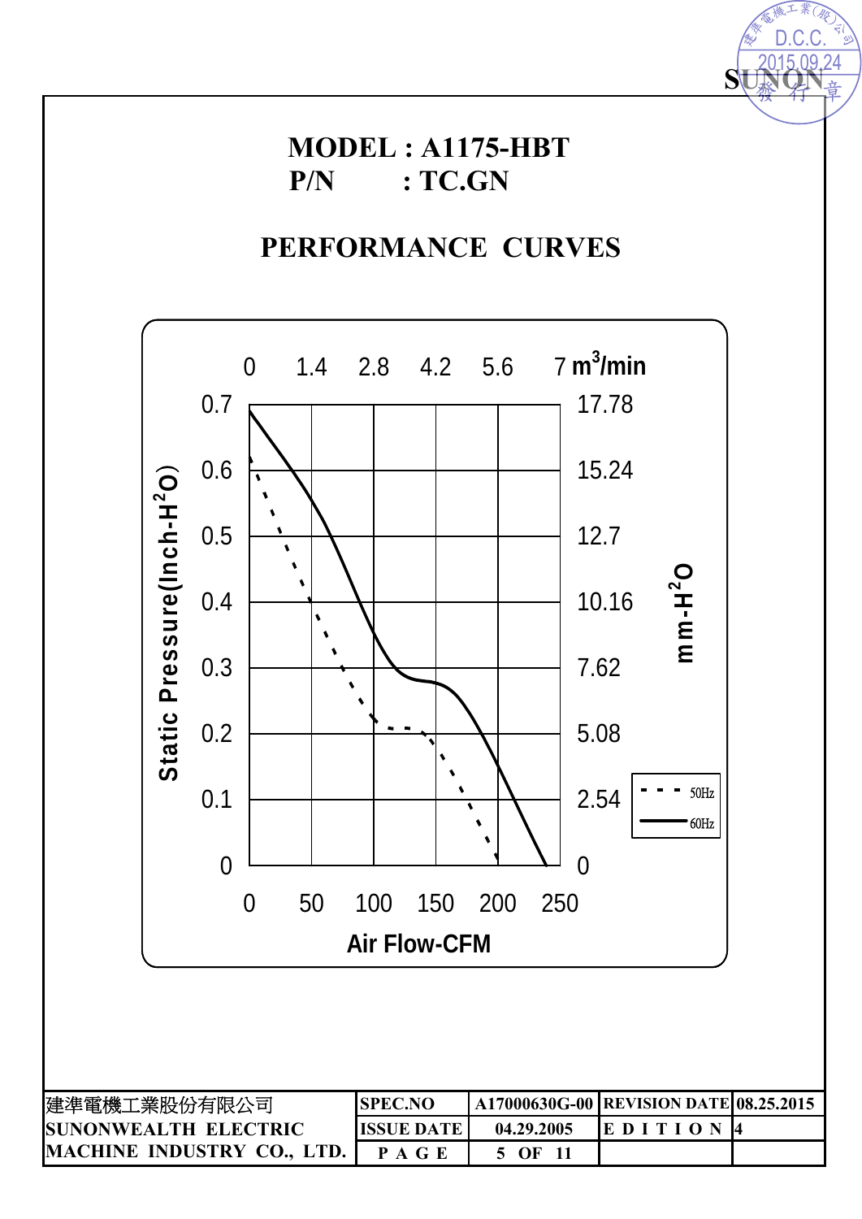**MODEL : A1175-HBT**
**P/N : TC.GN**

## PERFORMANCE CURVES

0 1.4 2.8 4.2 5.6 7 $m^3$/min

Static Pressure(Inch-$H^2O$)

0.7 0.6 0.5 0.4 0.3 0.2 0.1 0

17.78 15.24 12.7 10.16 7.62 5.08 2.54 0

mm-$H^2O$

50Hz
60Hz

0 50 100 150 200 250

Air Flow-CFM

| 建準電機工業股份有限公司 | SPEC.NO | A17000630G-00 | REVISION DATE | 08.25.2015 |
|---|---|---|---|---|
| SUNONWEALTH ELECTRIC | ISSUE DATE | 04.29.2005 | EDITION | 4 |
| MACHINE INDUSTRY CO., LTD. | PAGE | 5 OF 11 | | |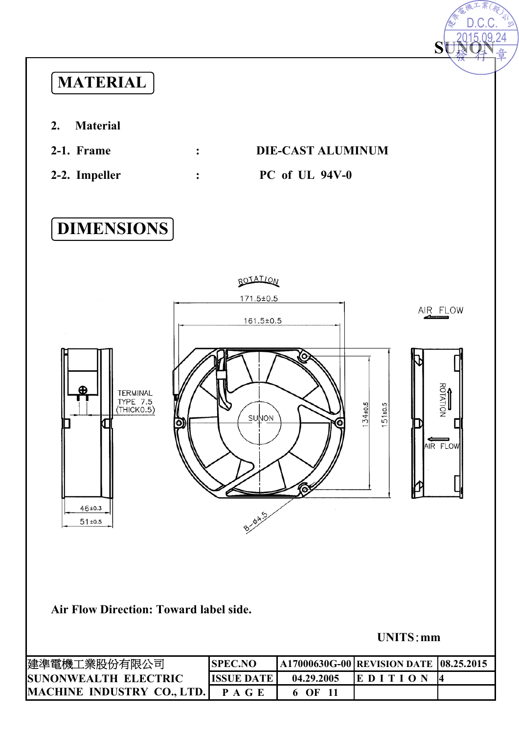# MATERIAL

**2. Material**

**2-1. Frame : DIE-CAST ALUMINUM**

**2-2. Impeller : PC of UL 94V-0**

# DIMENSIONS

ROTATION

171.5±0.5

161.5±0.5

AIR FLOW

TERMINAL TYPE 7.5 (THICK0.5)

134±0.5

151±0.5

ROTATION

AIR FLOW

46±0.3

51±0.5

8-ø4.5

**Air Flow Direction: Toward label side.**

**UNITS : mm**

| 建準電機工業股份有限公司 SUNONWEALTH ELECTRIC MACHINE INDUSTRY CO., LTD. | SPEC.NO | A17000630G-00 | REVISION DATE | 08.25.2015 |
|---|---|---|---|---|
| | ISSUE DATE | 04.29.2005 | EDITION | 4 |
| | PAGE | 6 OF 11 | | |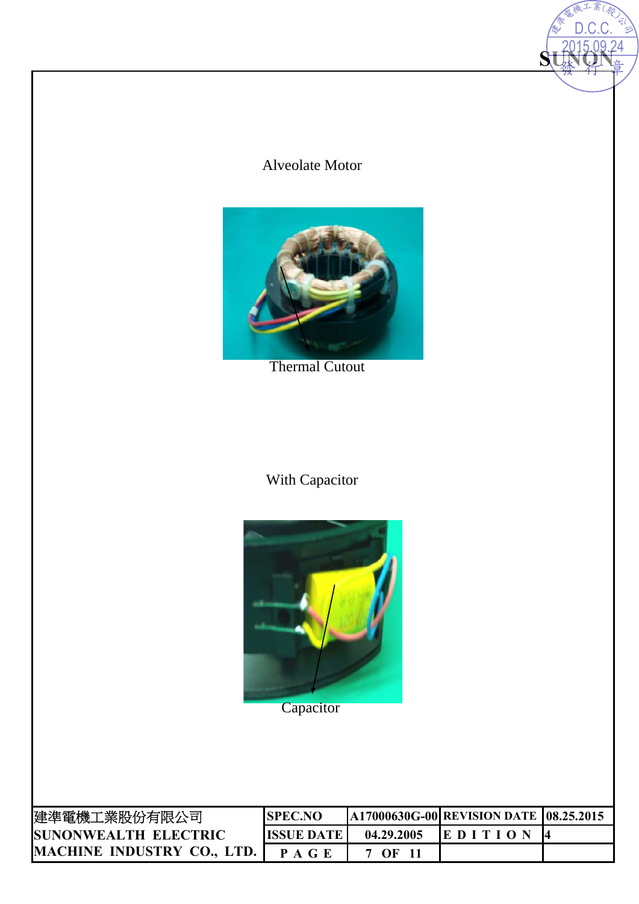Alveolate Motor

Thermal Cutout

With Capacitor

Capacitor

| 建準電機工業股份有限公司 SUNONWEALTH ELECTRIC MACHINE INDUSTRY CO., LTD. | SPEC.NO | A17000630G-00 | REVISION DATE | 08.25.2015 |
|---|---|---|---|---|
| | ISSUE DATE | 04.29.2005 | EDITION | 4 |
| | PAGE | 7 OF 11 | | |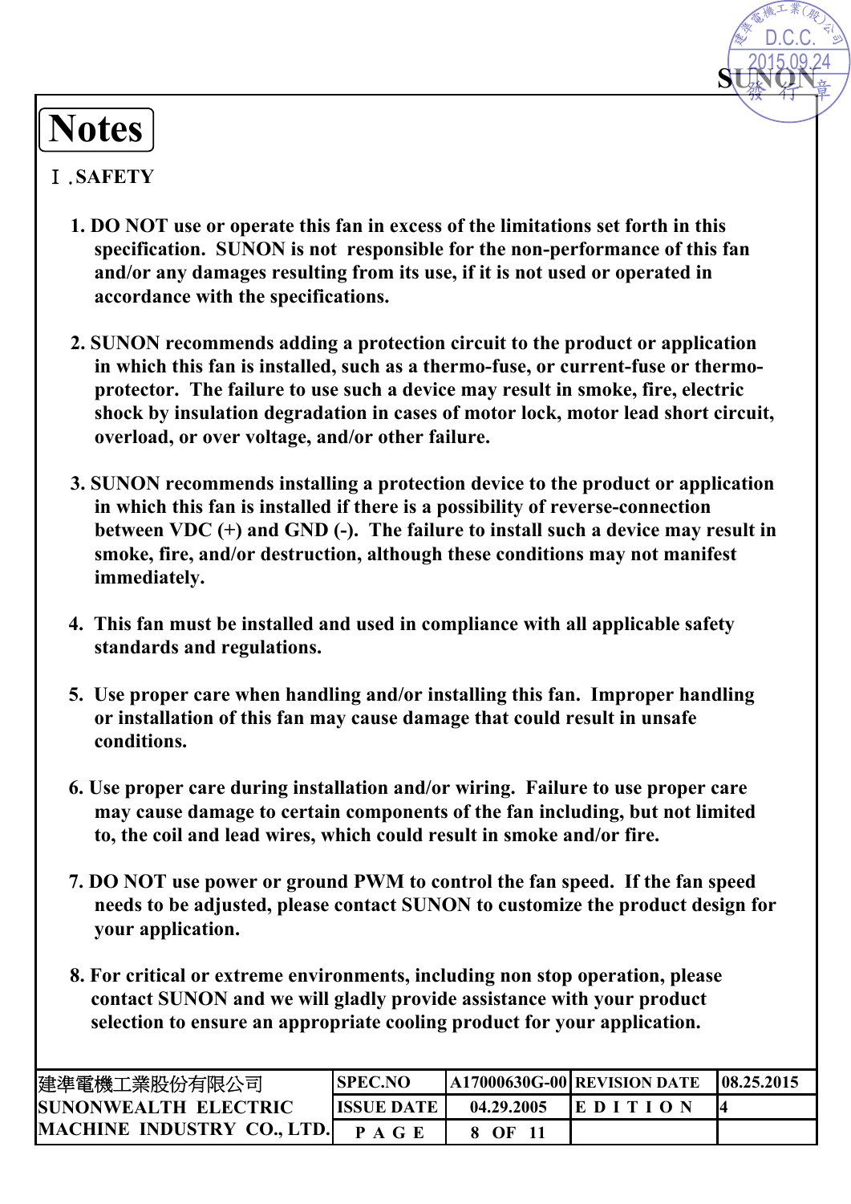# Notes

## Ⅰ.SAFETY

1. DO NOT use or operate this fan in excess of the limitations set forth in this specification. SUNON is not responsible for the non-performance of this fan and/or any damages resulting from its use, if it is not used or operated in accordance with the specifications.

2. SUNON recommends adding a protection circuit to the product or application in which this fan is installed, such as a thermo-fuse, or current-fuse or thermo-protector. The failure to use such a device may result in smoke, fire, electric shock by insulation degradation in cases of motor lock, motor lead short circuit, overload, or over voltage, and/or other failure.

3. SUNON recommends installing a protection device to the product or application in which this fan is installed if there is a possibility of reverse-connection between VDC (+) and GND (-). The failure to install such a device may result in smoke, fire, and/or destruction, although these conditions may not manifest immediately.

4. This fan must be installed and used in compliance with all applicable safety standards and regulations.

5. Use proper care when handling and/or installing this fan. Improper handling or installation of this fan may cause damage that could result in unsafe conditions.

6. Use proper care during installation and/or wiring. Failure to use proper care may cause damage to certain components of the fan including, but not limited to, the coil and lead wires, which could result in smoke and/or fire.

7. DO NOT use power or ground PWM to control the fan speed. If the fan speed needs to be adjusted, please contact SUNON to customize the product design for your application.

8. For critical or extreme environments, including non stop operation, please contact SUNON and we will gladly provide assistance with your product selection to ensure an appropriate cooling product for your application.

| 建準電機工業股份有限公司 SUNONWEALTH ELECTRIC MACHINE INDUSTRY CO., LTD. | SPEC.NO | A17000630G-00 | REVISION DATE | 08.25.2015 |
|---|---|---|---|---|
| | ISSUE DATE | 04.29.2005 | EDITION | 4 |
| | PAGE | 8 OF 11 | | |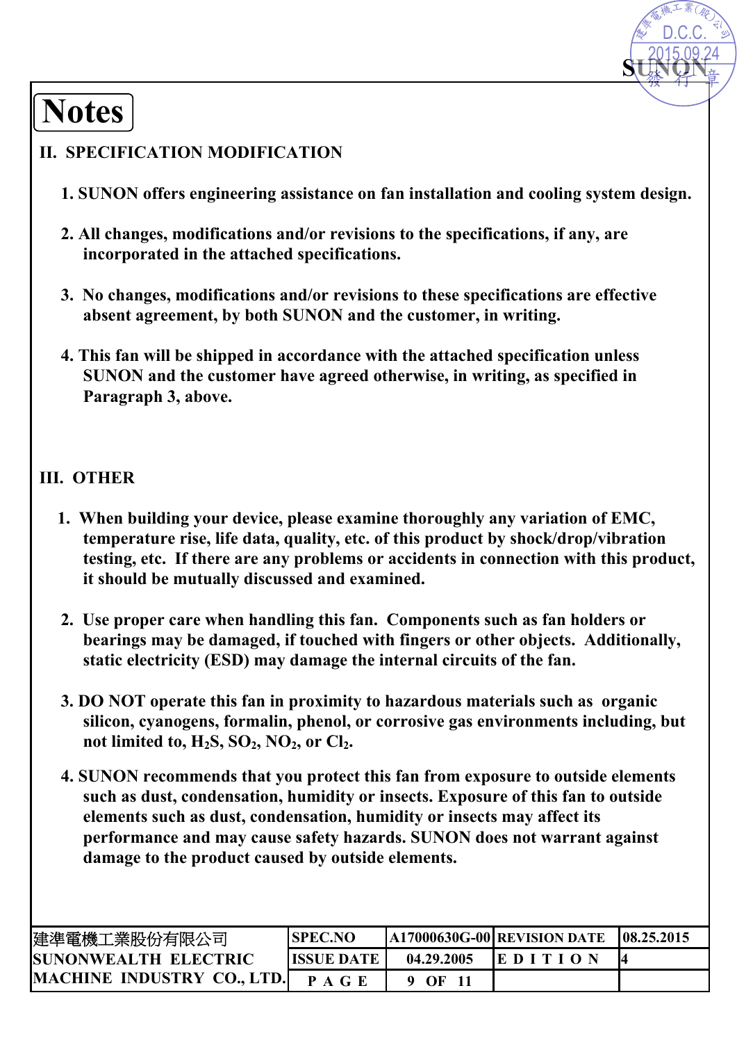# Notes

## II. SPECIFICATION MODIFICATION

1. SUNON offers engineering assistance on fan installation and cooling system design.

2. All changes, modifications and/or revisions to the specifications, if any, are incorporated in the attached specifications.

3. No changes, modifications and/or revisions to these specifications are effective absent agreement, by both SUNON and the customer, in writing.

4. This fan will be shipped in accordance with the attached specification unless SUNON and the customer have agreed otherwise, in writing, as specified in Paragraph 3, above.

## III. OTHER

1. When building your device, please examine thoroughly any variation of EMC, temperature rise, life data, quality, etc. of this product by shock/drop/vibration testing, etc. If there are any problems or accidents in connection with this product, it should be mutually discussed and examined.

2. Use proper care when handling this fan. Components such as fan holders or bearings may be damaged, if touched with fingers or other objects. Additionally, static electricity (ESD) may damage the internal circuits of the fan.

3. DO NOT operate this fan in proximity to hazardous materials such as organic silicon, cyanogens, formalin, phenol, or corrosive gas environments including, but not limited to, $H_2S$, $SO_2$, $NO_2$, or $Cl_2$.

4. SUNON recommends that you protect this fan from exposure to outside elements such as dust, condensation, humidity or insects. Exposure of this fan to outside elements such as dust, condensation, humidity or insects may affect its performance and may cause safety hazards. SUNON does not warrant against damage to the product caused by outside elements.

| 建準電機工業股份有限公司 SUNONWEALTH ELECTRIC MACHINE INDUSTRY CO., LTD. | SPEC.NO | A17000630G-00 | REVISION DATE | 08.25.2015 |
|---|---|---|---|---|
| | ISSUE DATE | 04.29.2005 | EDITION | 4 |
| | PAGE | 9 OF 11 | | |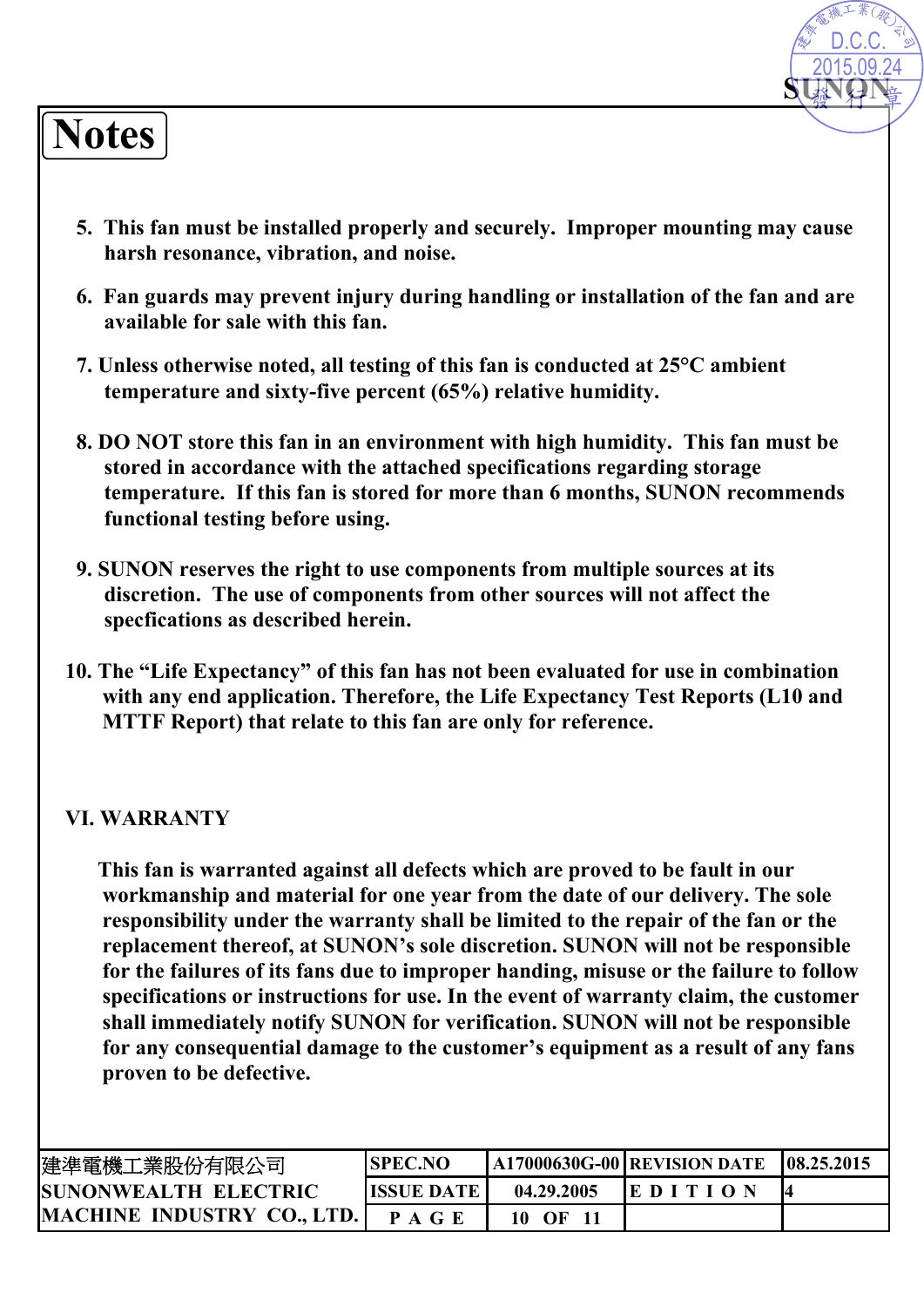# Notes

5. This fan must be installed properly and securely. Improper mounting may cause harsh resonance, vibration, and noise.

6. Fan guards may prevent injury during handling or installation of the fan and are available for sale with this fan.

7. Unless otherwise noted, all testing of this fan is conducted at 25°C ambient temperature and sixty-five percent (65%) relative humidity.

8. DO NOT store this fan in an environment with high humidity. This fan must be stored in accordance with the attached specifications regarding storage temperature. If this fan is stored for more than 6 months, SUNON recommends functional testing before using.

9. SUNON reserves the right to use components from multiple sources at its discretion. The use of components from other sources will not affect the specfications as described herein.

10. The "Life Expectancy" of this fan has not been evaluated for use in combination with any end application. Therefore, the Life Expectancy Test Reports (L10 and MTTF Report) that relate to this fan are only for reference.

## VI. WARRANTY

This fan is warranted against all defects which are proved to be fault in our workmanship and material for one year from the date of our delivery. The sole responsibility under the warranty shall be limited to the repair of the fan or the replacement thereof, at SUNON's sole discretion. SUNON will not be responsible for the failures of its fans due to improper handing, misuse or the failure to follow specifications or instructions for use. In the event of warranty claim, the customer shall immediately notify SUNON for verification. SUNON will not be responsible for any consequential damage to the customer's equipment as a result of any fans proven to be defective.

| 建準電機工業股份有限公司 SUNONWEALTH ELECTRIC MACHINE INDUSTRY CO., LTD. | SPEC.NO | A17000630G-00 | REVISION DATE | 08.25.2015 |
|---|---|---|---|---|
| | ISSUE DATE | 04.29.2005 | EDITION | 4 |
| | PAGE | 10 OF 11 | | |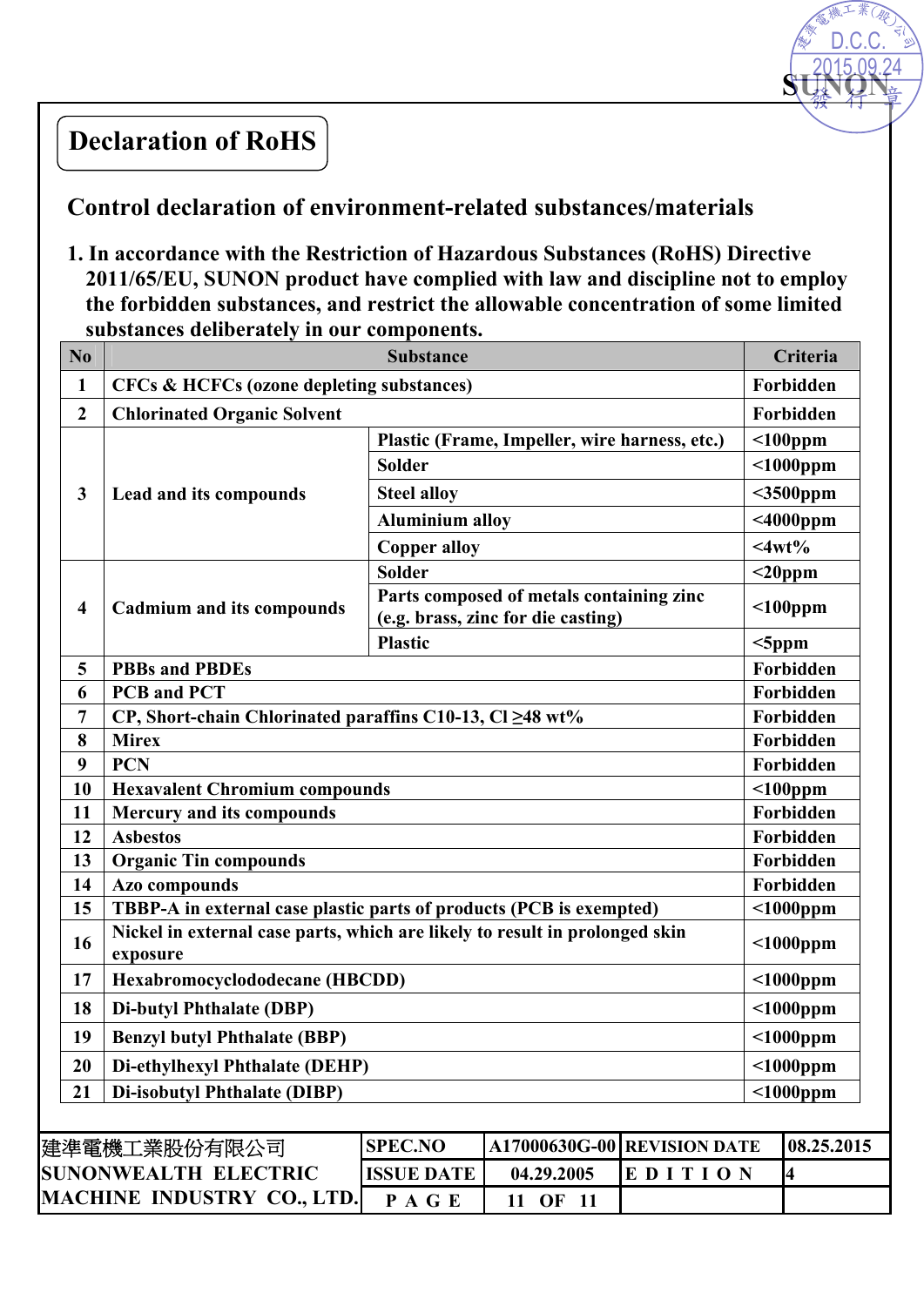# Declaration of RoHS

## Control declaration of environment-related substances/materials

1. In accordance with the Restriction of Hazardous Substances (RoHS) Directive 2011/65/EU, SUNON product have complied with law and discipline not to employ the forbidden substances, and restrict the allowable concentration of some limited substances deliberately in our components.

| No | Substance | | Criteria |
|---|---|---|---|
| 1 | CFCs & HCFCs (ozone depleting substances) | | Forbidden |
| 2 | Chlorinated Organic Solvent | | Forbidden |
| 3 | Lead and its compounds | Plastic (Frame, Impeller, wire harness, etc.) | <100ppm |
| | | Solder | <1000ppm |
| | | Steel alloy | <3500ppm |
| | | Aluminium alloy | <4000ppm |
| | | Copper alloy | <4wt% |
| 4 | Cadmium and its compounds | Solder | <20ppm |
| | | Parts composed of metals containing zinc (e.g. brass, zinc for die casting) | <100ppm |
| | | Plastic | <5ppm |
| 5 | PBBs and PBDEs | | Forbidden |
| 6 | PCB and PCT | | Forbidden |
| 7 | CP, Short-chain Chlorinated paraffins C10-13, Cl ≥48 wt% | | Forbidden |
| 8 | Mirex | | Forbidden |
| 9 | PCN | | Forbidden |
| 10 | Hexavalent Chromium compounds | | <100ppm |
| 11 | Mercury and its compounds | | Forbidden |
| 12 | Asbestos | | Forbidden |
| 13 | Organic Tin compounds | | Forbidden |
| 14 | Azo compounds | | Forbidden |
| 15 | TBBP-A in external case plastic parts of products (PCB is exempted) | | <1000ppm |
| 16 | Nickel in external case parts, which are likely to result in prolonged skin exposure | | <1000ppm |
| 17 | Hexabromocyclododecane (HBCDD) | | <1000ppm |
| 18 | Di-butyl Phthalate (DBP) | | <1000ppm |
| 19 | Benzyl butyl Phthalate (BBP) | | <1000ppm |
| 20 | Di-ethylhexyl Phthalate (DEHP) | | <1000ppm |
| 21 | Di-isobutyl Phthalate (DIBP) | | <1000ppm |

| | | | | |
|---|---|---|---|---|
| 建準電機工業股份有限公司 SUNONWEALTH ELECTRIC MACHINE INDUSTRY CO., LTD. | SPEC.NO | A17000630G-00 | REVISION DATE | 08.25.2015 |
| | ISSUE DATE | 04.29.2005 | EDITION | 4 |
| | PAGE | 11 OF 11 | | |